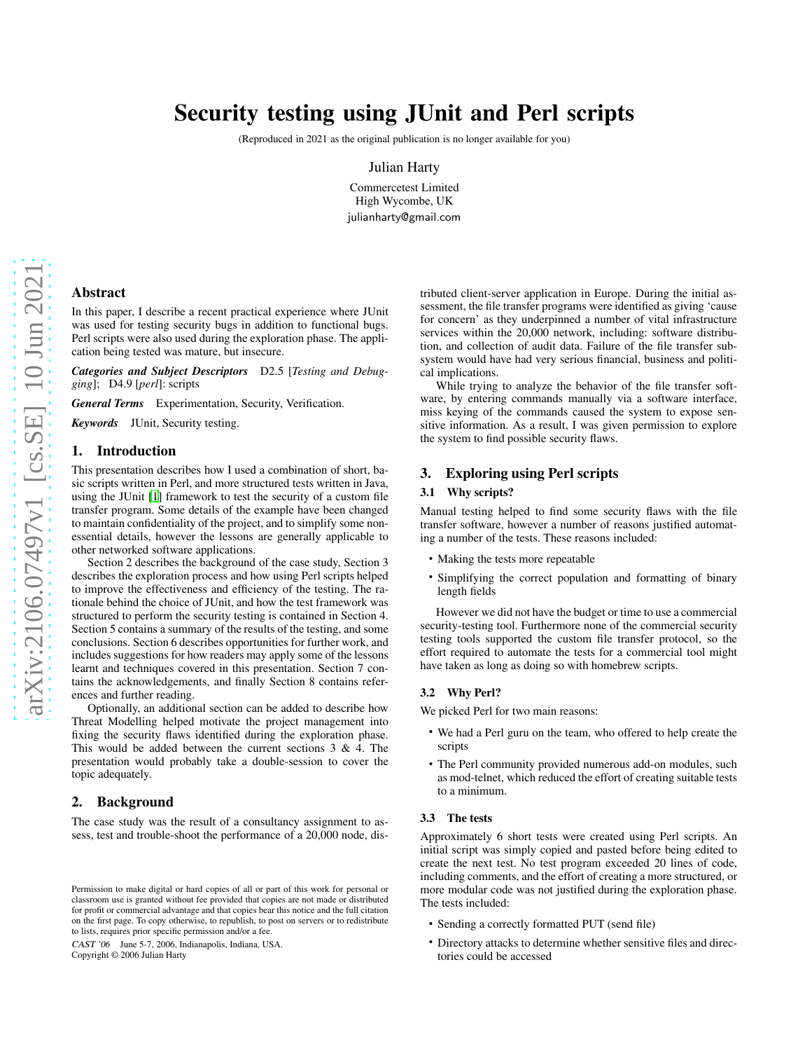# Security testing using JUnit and Perl scripts

(Reproduced in 2021 as the original publication is no longer available for you)

Julian Harty

Commercetest Limited
High Wycombe, UK
julianharty@gmail.com

## Abstract

In this paper, I describe a recent practical experience where JUnit was used for testing security bugs in addition to functional bugs. Perl scripts were also used during the exploration phase. The application being tested was mature, but insecure.

***Categories and Subject Descriptors*** D2.5 [*Testing and Debugging*]; D4.9 [*perl*]: scripts

***General Terms*** Experimentation, Security, Verification.

***Keywords*** JUnit, Security testing.

## 1. Introduction

This presentation describes how I used a combination of short, basic scripts written in Perl, and more structured tests written in Java, using the JUnit [1] framework to test the security of a custom file transfer program. Some details of the example have been changed to maintain confidentiality of the project, and to simplify some non-essential details, however the lessons are generally applicable to other networked software applications.

Section 2 describes the background of the case study, Section 3 describes the exploration process and how using Perl scripts helped to improve the effectiveness and efficiency of the testing. The rationale behind the choice of JUnit, and how the test framework was structured to perform the security testing is contained in Section 4. Section 5 contains a summary of the results of the testing, and some conclusions. Section 6 describes opportunities for further work, and includes suggestions for how readers may apply some of the lessons learnt and techniques covered in this presentation. Section 7 contains the acknowledgements, and finally Section 8 contains references and further reading.

Optionally, an additional section can be added to describe how Threat Modelling helped motivate the project management into fixing the security flaws identified during the exploration phase. This would be added between the current sections 3 & 4. The presentation would probably take a double-session to cover the topic adequately.

## 2. Background

The case study was the result of a consultancy assignment to assess, test and trouble-shoot the performance of a 20,000 node, distributed client-server application in Europe. During the initial assessment, the file transfer programs were identified as giving 'cause for concern' as they underpinned a number of vital infrastructure services within the 20,000 network, including: software distribution, and collection of audit data. Failure of the file transfer subsystem would have had very serious financial, business and political implications.

While trying to analyze the behavior of the file transfer software, by entering commands manually via a software interface, miss keying of the commands caused the system to expose sensitive information. As a result, I was given permission to explore the system to find possible security flaws.

## 3. Exploring using Perl scripts

### 3.1 Why scripts?

Manual testing helped to find some security flaws with the file transfer software, however a number of reasons justified automating a number of the tests. These reasons included:

- Making the tests more repeatable
- Simplifying the correct population and formatting of binary length fields

However we did not have the budget or time to use a commercial security-testing tool. Furthermore none of the commercial security testing tools supported the custom file transfer protocol, so the effort required to automate the tests for a commercial tool might have taken as long as doing so with homebrew scripts.

### 3.2 Why Perl?

We picked Perl for two main reasons:

- We had a Perl guru on the team, who offered to help create the scripts
- The Perl community provided numerous add-on modules, such as mod-telnet, which reduced the effort of creating suitable tests to a minimum.

### 3.3 The tests

Approximately 6 short tests were created using Perl scripts. An initial script was simply copied and pasted before being edited to create the next test. No test program exceeded 20 lines of code, including comments, and the effort of creating a more structured, or more modular code was not justified during the exploration phase. The tests included:

- Sending a correctly formatted PUT (send file)
- Directory attacks to determine whether sensitive files and directories could be accessed

Permission to make digital or hard copies of all or part of this work for personal or classroom use is granted without fee provided that copies are not made or distributed for profit or commercial advantage and that copies bear this notice and the full citation on the first page. To copy otherwise, to republish, to post on servers or to redistribute to lists, requires prior specific permission and/or a fee.

*CAST '06* June 5-7, 2006, Indianapolis, Indiana, USA.
Copyright © 2006 Julian Harty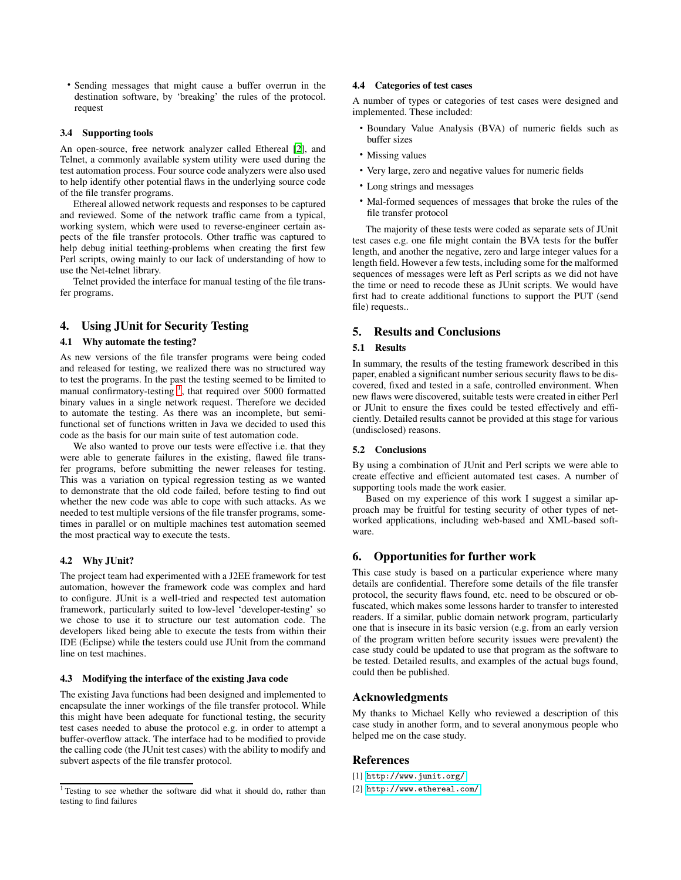- Sending messages that might cause a buffer overrun in the destination software, by 'breaking' the rules of the protocol. request

### 3.4 Supporting tools

An open-source, free network analyzer called Ethereal [2], and Telnet, a commonly available system utility were used during the test automation process. Four source code analyzers were also used to help identify other potential flaws in the underlying source code of the file transfer programs.

Ethereal allowed network requests and responses to be captured and reviewed. Some of the network traffic came from a typical, working system, which were used to reverse-engineer certain aspects of the file transfer protocols. Other traffic was captured to help debug initial teething-problems when creating the first few Perl scripts, owing mainly to our lack of understanding of how to use the Net-telnet library.

Telnet provided the interface for manual testing of the file transfer programs.

## 4. Using JUnit for Security Testing

### 4.1 Why automate the testing?

As new versions of the file transfer programs were being coded and released for testing, we realized there was no structured way to test the programs. In the past the testing seemed to be limited to manual confirmatory-testing [1], that required over 5000 formatted binary values in a single network request. Therefore we decided to automate the testing. As there was an incomplete, but semi-functional set of functions written in Java we decided to used this code as the basis for our main suite of test automation code.

We also wanted to prove our tests were effective i.e. that they were able to generate failures in the existing, flawed file transfer programs, before submitting the newer releases for testing. This was a variation on typical regression testing as we wanted to demonstrate that the old code failed, before testing to find out whether the new code was able to cope with such attacks. As we needed to test multiple versions of the file transfer programs, sometimes in parallel or on multiple machines test automation seemed the most practical way to execute the tests.

### 4.2 Why JUnit?

The project team had experimented with a J2EE framework for test automation, however the framework code was complex and hard to configure. JUnit is a well-tried and respected test automation framework, particularly suited to low-level 'developer-testing' so we chose to use it to structure our test automation code. The developers liked being able to execute the tests from within their IDE (Eclipse) while the testers could use JUnit from the command line on test machines.

### 4.3 Modifying the interface of the existing Java code

The existing Java functions had been designed and implemented to encapsulate the inner workings of the file transfer protocol. While this might have been adequate for functional testing, the security test cases needed to abuse the protocol e.g. in order to attempt a buffer-overflow attack. The interface had to be modified to provide the calling code (the JUnit test cases) with the ability to modify and subvert aspects of the file transfer protocol.

[1] Testing to see whether the software did what it should do, rather than testing to find failures

### 4.4 Categories of test cases

A number of types or categories of test cases were designed and implemented. These included:

- Boundary Value Analysis (BVA) of numeric fields such as buffer sizes
- Missing values
- Very large, zero and negative values for numeric fields
- Long strings and messages
- Mal-formed sequences of messages that broke the rules of the file transfer protocol

The majority of these tests were coded as separate sets of JUnit test cases e.g. one file might contain the BVA tests for the buffer length, and another the negative, zero and large integer values for a length field. However a few tests, including some for the malformed sequences of messages were left as Perl scripts as we did not have the time or need to recode these as JUnit scripts. We would have first had to create additional functions to support the PUT (send file) requests..

## 5. Results and Conclusions

### 5.1 Results

In summary, the results of the testing framework described in this paper, enabled a significant number serious security flaws to be discovered, fixed and tested in a safe, controlled environment. When new flaws were discovered, suitable tests were created in either Perl or JUnit to ensure the fixes could be tested effectively and efficiently. Detailed results cannot be provided at this stage for various (undisclosed) reasons.

### 5.2 Conclusions

By using a combination of JUnit and Perl scripts we were able to create effective and efficient automated test cases. A number of supporting tools made the work easier.

Based on my experience of this work I suggest a similar approach may be fruitful for testing security of other types of networked applications, including web-based and XML-based software.

## 6. Opportunities for further work

This case study is based on a particular experience where many details are confidential. Therefore some details of the file transfer protocol, the security flaws found, etc. need to be obscured or obfuscated, which makes some lessons harder to transfer to interested readers. If a similar, public domain network program, particularly one that is insecure in its basic version (e.g. from an early version of the program written before security issues were prevalent) the case study could be updated to use that program as the software to be tested. Detailed results, and examples of the actual bugs found, could then be published.

## Acknowledgments

My thanks to Michael Kelly who reviewed a description of this case study in another form, and to several anonymous people who helped me on the case study.

## References

[1] http://www.junit.org/

[2] http://www.ethereal.com/